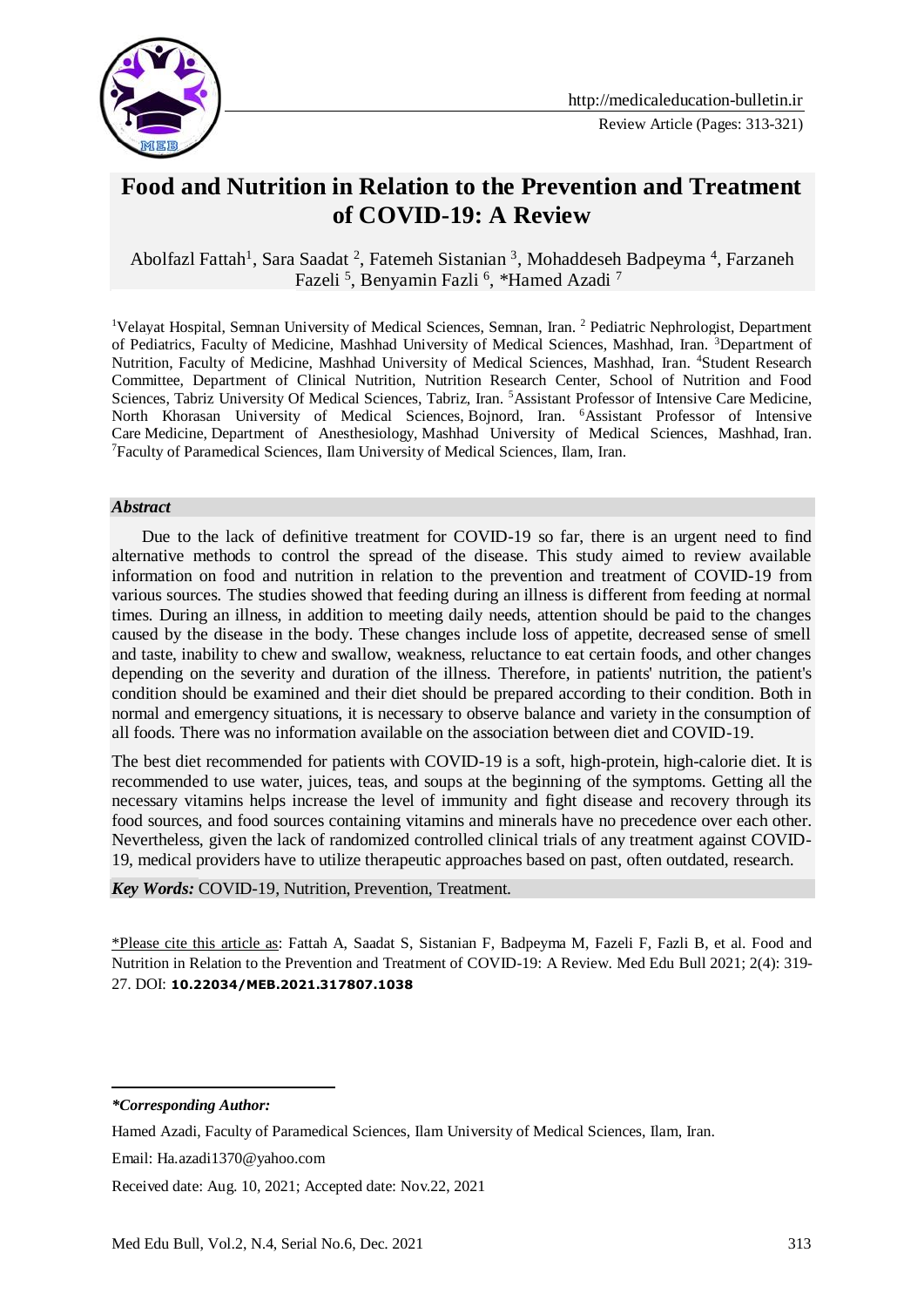Review Article (Pages: 313-321)

# Food and Nutrition in Relation to the Prevention and Treatment of COVID-19: A Review

Abolfazl Fattah[1], Sara Saadat [2], Fatemeh Sistanian [3], Mohaddeseh Badpeyma [4], Farzaneh Fazeli [5], Benyamin Fazli [6], *Hamed Azadi [7]

[1]Velayat Hospital, Semnan University of Medical Sciences, Semnan, Iran. [2] Pediatric Nephrologist, Department of Pediatrics, Faculty of Medicine, Mashhad University of Medical Sciences, Mashhad, Iran. [3]Department of Nutrition, Faculty of Medicine, Mashhad University of Medical Sciences, Mashhad, Iran. [4]Student Research Committee, Department of Clinical Nutrition, Nutrition Research Center, School of Nutrition and Food Sciences, Tabriz University Of Medical Sciences, Tabriz, Iran. [5]Assistant Professor of Intensive Care Medicine, North Khorasan University of Medical Sciences, Bojnord, Iran. [6]Assistant Professor of Intensive Care Medicine, Department of Anesthesiology, Mashhad University of Medical Sciences, Mashhad, Iran. [7]Faculty of Paramedical Sciences, Ilam University of Medical Sciences, Ilam, Iran.

### *Abstract*

Due to the lack of definitive treatment for COVID-19 so far, there is an urgent need to find alternative methods to control the spread of the disease. This study aimed to review available information on food and nutrition in relation to the prevention and treatment of COVID-19 from various sources. The studies showed that feeding during an illness is different from feeding at normal times. During an illness, in addition to meeting daily needs, attention should be paid to the changes caused by the disease in the body. These changes include loss of appetite, decreased sense of smell and taste, inability to chew and swallow, weakness, reluctance to eat certain foods, and other changes depending on the severity and duration of the illness. Therefore, in patients' nutrition, the patient's condition should be examined and their diet should be prepared according to their condition. Both in normal and emergency situations, it is necessary to observe balance and variety in the consumption of all foods. There was no information available on the association between diet and COVID-19.

The best diet recommended for patients with COVID-19 is a soft, high-protein, high-calorie diet. It is recommended to use water, juices, teas, and soups at the beginning of the symptoms. Getting all the necessary vitamins helps increase the level of immunity and fight disease and recovery through its food sources, and food sources containing vitamins and minerals have no precedence over each other. Nevertheless, given the lack of randomized controlled clinical trials of any treatment against COVID-19, medical providers have to utilize therapeutic approaches based on past, often outdated, research.

***Key Words:*** COVID-19, Nutrition, Prevention, Treatment.

*Please cite this article as: Fattah A, Saadat S, Sistanian F, Badpeyma M, Fazeli F, Fazli B, et al. Food and Nutrition in Relation to the Prevention and Treatment of COVID-19: A Review. Med Edu Bull 2021; 2(4): 319-27. DOI: **10.22034/MEB.2021.317807.1038**

***\*Corresponding Author:***

Hamed Azadi, Faculty of Paramedical Sciences, Ilam University of Medical Sciences, Ilam, Iran.

Email: Ha.azadi1370@yahoo.com

Received date: Aug. 10, 2021; Accepted date: Nov.22, 2021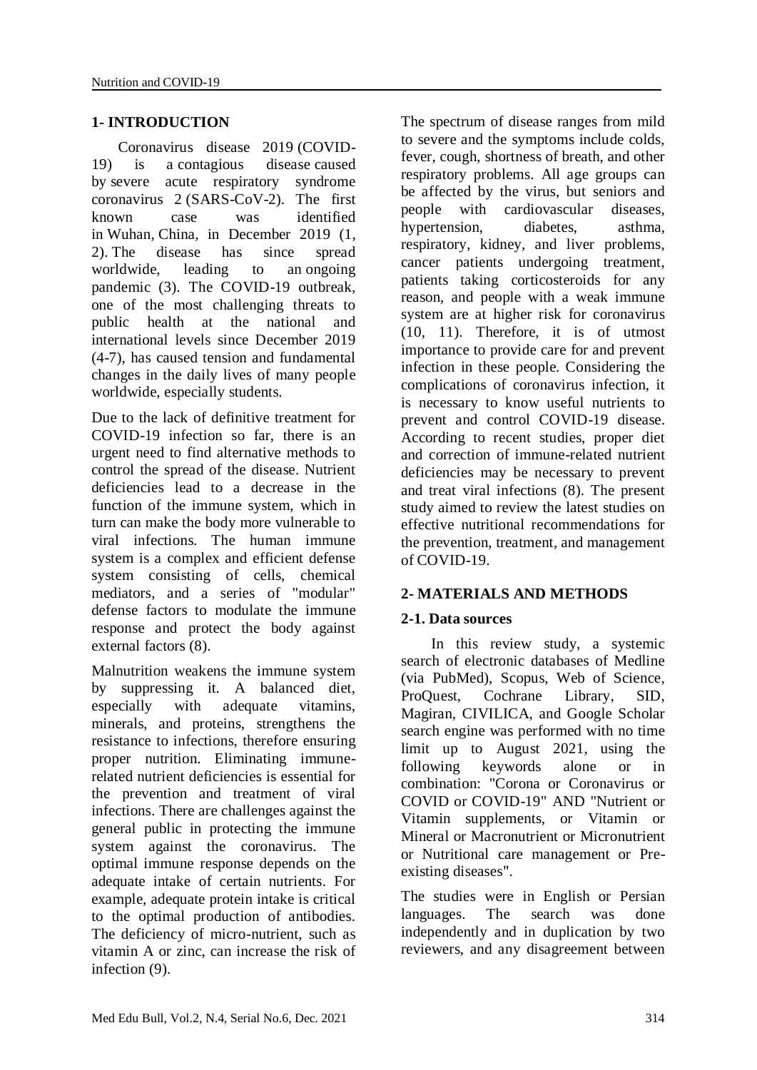## 1- INTRODUCTION

Coronavirus disease 2019 (COVID-19) is a contagious disease caused by severe acute respiratory syndrome coronavirus 2 (SARS-CoV-2). The first known case was identified in Wuhan, China, in December 2019 (1, 2). The disease has since spread worldwide, leading to an ongoing pandemic (3). The COVID-19 outbreak, one of the most challenging threats to public health at the national and international levels since December 2019 (4-7), has caused tension and fundamental changes in the daily lives of many people worldwide, especially students.

Due to the lack of definitive treatment for COVID-19 infection so far, there is an urgent need to find alternative methods to control the spread of the disease. Nutrient deficiencies lead to a decrease in the function of the immune system, which in turn can make the body more vulnerable to viral infections. The human immune system is a complex and efficient defense system consisting of cells, chemical mediators, and a series of "modular" defense factors to modulate the immune response and protect the body against external factors (8).

Malnutrition weakens the immune system by suppressing it. A balanced diet, especially with adequate vitamins, minerals, and proteins, strengthens the resistance to infections, therefore ensuring proper nutrition. Eliminating immune-related nutrient deficiencies is essential for the prevention and treatment of viral infections. There are challenges against the general public in protecting the immune system against the coronavirus. The optimal immune response depends on the adequate intake of certain nutrients. For example, adequate protein intake is critical to the optimal production of antibodies. The deficiency of micro-nutrient, such as vitamin A or zinc, can increase the risk of infection (9).

The spectrum of disease ranges from mild to severe and the symptoms include colds, fever, cough, shortness of breath, and other respiratory problems. All age groups can be affected by the virus, but seniors and people with cardiovascular diseases, hypertension, diabetes, asthma, respiratory, kidney, and liver problems, cancer patients undergoing treatment, patients taking corticosteroids for any reason, and people with a weak immune system are at higher risk for coronavirus (10, 11). Therefore, it is of utmost importance to provide care for and prevent infection in these people. Considering the complications of coronavirus infection, it is necessary to know useful nutrients to prevent and control COVID-19 disease. According to recent studies, proper diet and correction of immune-related nutrient deficiencies may be necessary to prevent and treat viral infections (8). The present study aimed to review the latest studies on effective nutritional recommendations for the prevention, treatment, and management of COVID-19.

## 2- MATERIALS AND METHODS

### 2-1. Data sources

In this review study, a systemic search of electronic databases of Medline (via PubMed), Scopus, Web of Science, ProQuest, Cochrane Library, SID, Magiran, CIVILICA, and Google Scholar search engine was performed with no time limit up to August 2021, using the following keywords alone or in combination: "Corona or Coronavirus or COVID or COVID-19" AND "Nutrient or Vitamin supplements, or Vitamin or Mineral or Macronutrient or Micronutrient or Nutritional care management or Pre-existing diseases".

The studies were in English or Persian languages. The search was done independently and in duplication by two reviewers, and any disagreement between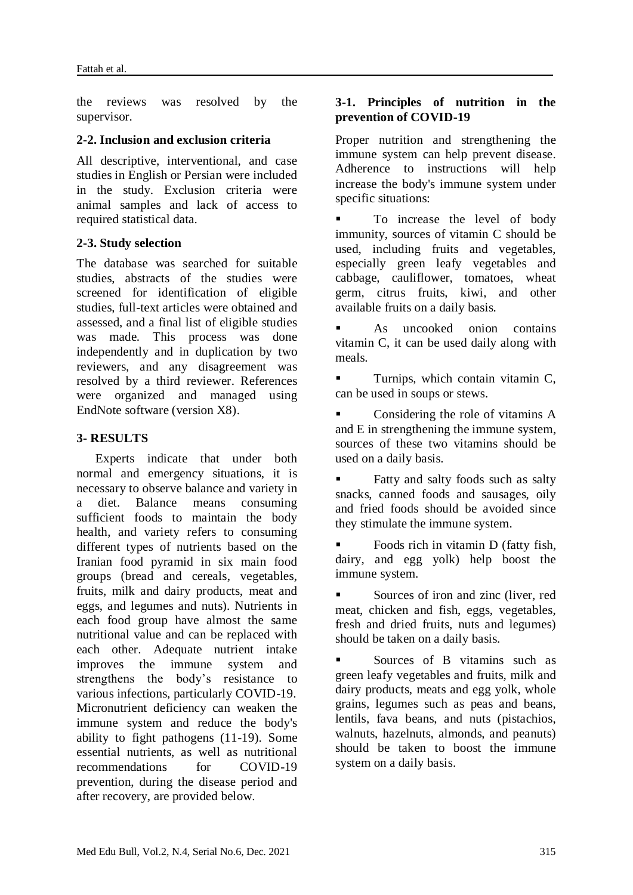the reviews was resolved by the supervisor.

### 2-2. Inclusion and exclusion criteria

All descriptive, interventional, and case studies in English or Persian were included in the study. Exclusion criteria were animal samples and lack of access to required statistical data.

### 2-3. Study selection

The database was searched for suitable studies, abstracts of the studies were screened for identification of eligible studies, full-text articles were obtained and assessed, and a final list of eligible studies was made. This process was done independently and in duplication by two reviewers, and any disagreement was resolved by a third reviewer. References were organized and managed using EndNote software (version X8).

## 3- RESULTS

Experts indicate that under both normal and emergency situations, it is necessary to observe balance and variety in a diet. Balance means consuming sufficient foods to maintain the body health, and variety refers to consuming different types of nutrients based on the Iranian food pyramid in six main food groups (bread and cereals, vegetables, fruits, milk and dairy products, meat and eggs, and legumes and nuts). Nutrients in each food group have almost the same nutritional value and can be replaced with each other. Adequate nutrient intake improves the immune system and strengthens the body's resistance to various infections, particularly COVID-19. Micronutrient deficiency can weaken the immune system and reduce the body's ability to fight pathogens (11-19). Some essential nutrients, as well as nutritional recommendations for COVID-19 prevention, during the disease period and after recovery, are provided below.

### 3-1. Principles of nutrition in the prevention of COVID-19

Proper nutrition and strengthening the immune system can help prevent disease. Adherence to instructions will help increase the body's immune system under specific situations:

- To increase the level of body immunity, sources of vitamin C should be used, including fruits and vegetables, especially green leafy vegetables and cabbage, cauliflower, tomatoes, wheat germ, citrus fruits, kiwi, and other available fruits on a daily basis.
- As uncooked onion contains vitamin C, it can be used daily along with meals.
- Turnips, which contain vitamin C, can be used in soups or stews.
- Considering the role of vitamins A and E in strengthening the immune system, sources of these two vitamins should be used on a daily basis.
- Fatty and salty foods such as salty snacks, canned foods and sausages, oily and fried foods should be avoided since they stimulate the immune system.
- Foods rich in vitamin D (fatty fish, dairy, and egg yolk) help boost the immune system.
- Sources of iron and zinc (liver, red meat, chicken and fish, eggs, vegetables, fresh and dried fruits, nuts and legumes) should be taken on a daily basis.
- Sources of B vitamins such as green leafy vegetables and fruits, milk and dairy products, meats and egg yolk, whole grains, legumes such as peas and beans, lentils, fava beans, and nuts (pistachios, walnuts, hazelnuts, almonds, and peanuts) should be taken to boost the immune system on a daily basis.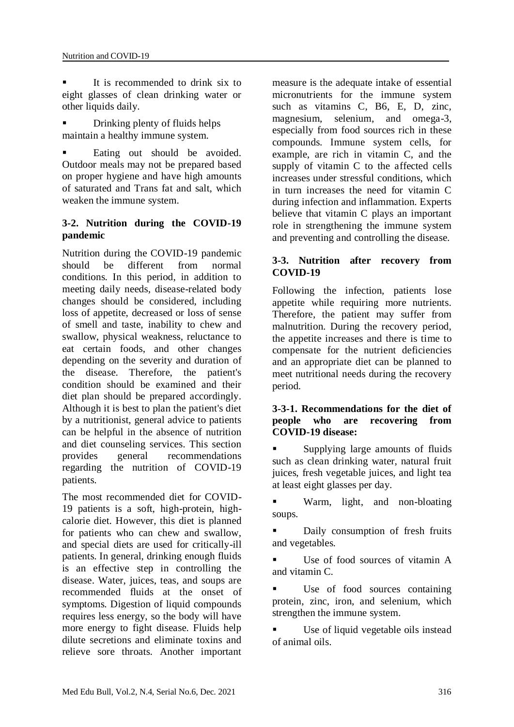- It is recommended to drink six to eight glasses of clean drinking water or other liquids daily.
- Drinking plenty of fluids helps maintain a healthy immune system.
- Eating out should be avoided. Outdoor meals may not be prepared based on proper hygiene and have high amounts of saturated and Trans fat and salt, which weaken the immune system.

### 3-2. Nutrition during the COVID-19 pandemic

Nutrition during the COVID-19 pandemic should be different from normal conditions. In this period, in addition to meeting daily needs, disease-related body changes should be considered, including loss of appetite, decreased or loss of sense of smell and taste, inability to chew and swallow, physical weakness, reluctance to eat certain foods, and other changes depending on the severity and duration of the disease. Therefore, the patient's condition should be examined and their diet plan should be prepared accordingly. Although it is best to plan the patient's diet by a nutritionist, general advice to patients can be helpful in the absence of nutrition and diet counseling services. This section provides general recommendations regarding the nutrition of COVID-19 patients.

The most recommended diet for COVID-19 patients is a soft, high-protein, high-calorie diet. However, this diet is planned for patients who can chew and swallow, and special diets are used for critically-ill patients. In general, drinking enough fluids is an effective step in controlling the disease. Water, juices, teas, and soups are recommended fluids at the onset of symptoms. Digestion of liquid compounds requires less energy, so the body will have more energy to fight disease. Fluids help dilute secretions and eliminate toxins and relieve sore throats. Another important measure is the adequate intake of essential micronutrients for the immune system such as vitamins C, B6, E, D, zinc, magnesium, selenium, and omega-3, especially from food sources rich in these compounds. Immune system cells, for example, are rich in vitamin C, and the supply of vitamin C to the affected cells increases under stressful conditions, which in turn increases the need for vitamin C during infection and inflammation. Experts believe that vitamin C plays an important role in strengthening the immune system and preventing and controlling the disease.

### 3-3. Nutrition after recovery from COVID-19

Following the infection, patients lose appetite while requiring more nutrients. Therefore, the patient may suffer from malnutrition. During the recovery period, the appetite increases and there is time to compensate for the nutrient deficiencies and an appropriate diet can be planned to meet nutritional needs during the recovery period.

#### 3-3-1. Recommendations for the diet of people who are recovering from COVID-19 disease:

- Supplying large amounts of fluids such as clean drinking water, natural fruit juices, fresh vegetable juices, and light tea at least eight glasses per day.
- Warm, light, and non-bloating soups.
- Daily consumption of fresh fruits and vegetables.
- Use of food sources of vitamin A and vitamin C.
- Use of food sources containing protein, zinc, iron, and selenium, which strengthen the immune system.
- Use of liquid vegetable oils instead of animal oils.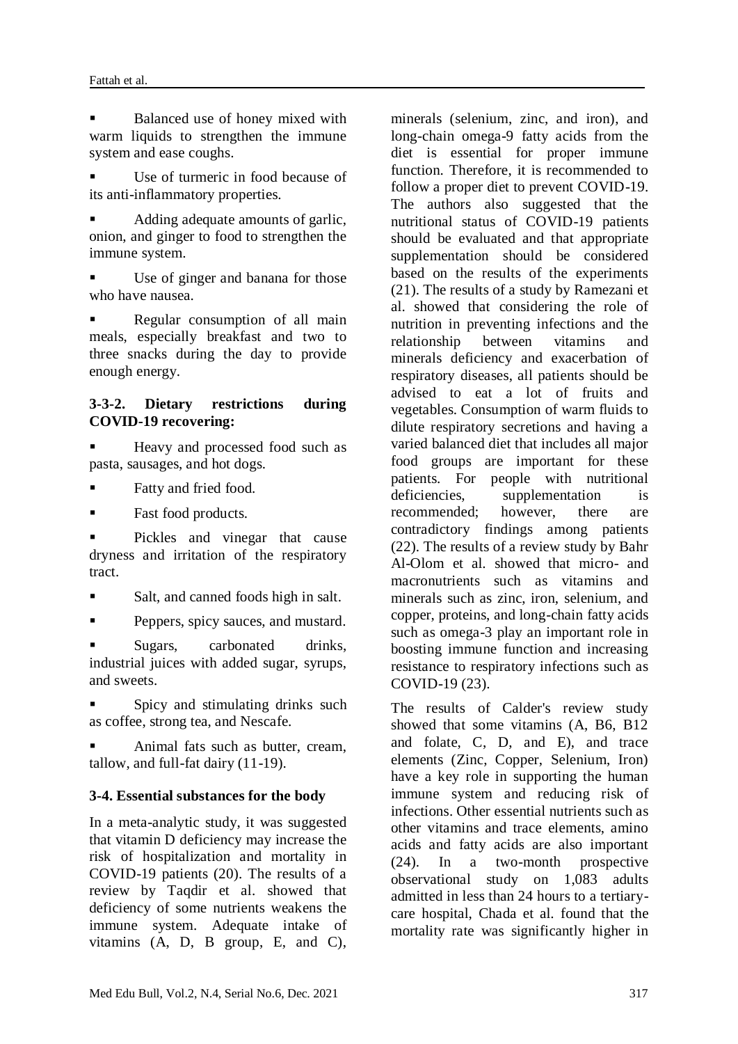- Balanced use of honey mixed with warm liquids to strengthen the immune system and ease coughs.
- Use of turmeric in food because of its anti-inflammatory properties.
- Adding adequate amounts of garlic, onion, and ginger to food to strengthen the immune system.
- Use of ginger and banana for those who have nausea.
- Regular consumption of all main meals, especially breakfast and two to three snacks during the day to provide enough energy.

#### 3-3-2. Dietary restrictions during COVID-19 recovering:

- Heavy and processed food such as pasta, sausages, and hot dogs.
- Fatty and fried food.
- Fast food products.
- Pickles and vinegar that cause dryness and irritation of the respiratory tract.
- Salt, and canned foods high in salt.
- Peppers, spicy sauces, and mustard.
- Sugars, carbonated drinks, industrial juices with added sugar, syrups, and sweets.
- Spicy and stimulating drinks such as coffee, strong tea, and Nescafe.
- Animal fats such as butter, cream, tallow, and full-fat dairy (11-19).

### 3-4. Essential substances for the body

In a meta-analytic study, it was suggested that vitamin D deficiency may increase the risk of hospitalization and mortality in COVID-19 patients (20). The results of a review by Taqdir et al. showed that deficiency of some nutrients weakens the immune system. Adequate intake of vitamins (A, D, B group, E, and C), minerals (selenium, zinc, and iron), and long-chain omega-9 fatty acids from the diet is essential for proper immune function. Therefore, it is recommended to follow a proper diet to prevent COVID-19. The authors also suggested that the nutritional status of COVID-19 patients should be evaluated and that appropriate supplementation should be considered based on the results of the experiments (21). The results of a study by Ramezani et al. showed that considering the role of nutrition in preventing infections and the relationship between vitamins and minerals deficiency and exacerbation of respiratory diseases, all patients should be advised to eat a lot of fruits and vegetables. Consumption of warm fluids to dilute respiratory secretions and having a varied balanced diet that includes all major food groups are important for these patients. For people with nutritional deficiencies, supplementation is recommended; however, there are contradictory findings among patients (22). The results of a review study by Bahr Al-Olom et al. showed that micro- and macronutrients such as vitamins and minerals such as zinc, iron, selenium, and copper, proteins, and long-chain fatty acids such as omega-3 play an important role in boosting immune function and increasing resistance to respiratory infections such as COVID-19 (23).

The results of Calder's review study showed that some vitamins (A, B6, B12 and folate, C, D, and E), and trace elements (Zinc, Copper, Selenium, Iron) have a key role in supporting the human immune system and reducing risk of infections. Other essential nutrients such as other vitamins and trace elements, amino acids and fatty acids are also important (24). In a two-month prospective observational study on 1,083 adults admitted in less than 24 hours to a tertiary-care hospital, Chada et al. found that the mortality rate was significantly higher in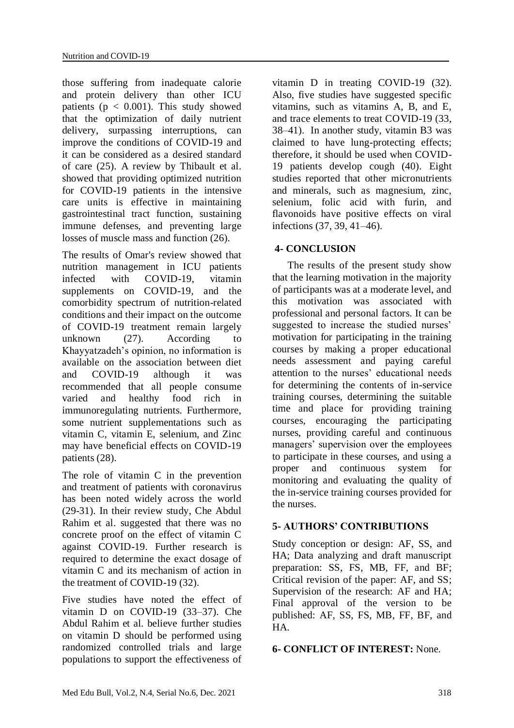those suffering from inadequate calorie and protein delivery than other ICU patients ($p < 0.001$). This study showed that the optimization of daily nutrient delivery, surpassing interruptions, can improve the conditions of COVID-19 and it can be considered as a desired standard of care (25). A review by Thibault et al. showed that providing optimized nutrition for COVID-19 patients in the intensive care units is effective in maintaining gastrointestinal tract function, sustaining immune defenses, and preventing large losses of muscle mass and function (26).

The results of Omar's review showed that nutrition management in ICU patients infected with COVID-19, vitamin supplements on COVID-19, and the comorbidity spectrum of nutrition-related conditions and their impact on the outcome of COVID-19 treatment remain largely unknown (27). According to Khayyatzadeh's opinion, no information is available on the association between diet and COVID-19 although it was recommended that all people consume varied and healthy food rich in immunoregulating nutrients. Furthermore, some nutrient supplementations such as vitamin C, vitamin E, selenium, and Zinc may have beneficial effects on COVID-19 patients (28).

The role of vitamin C in the prevention and treatment of patients with coronavirus has been noted widely across the world (29-31). In their review study, Che Abdul Rahim et al. suggested that there was no concrete proof on the effect of vitamin C against COVID-19. Further research is required to determine the exact dosage of vitamin C and its mechanism of action in the treatment of COVID-19 (32).

Five studies have noted the effect of vitamin D on COVID-19 (33–37). Che Abdul Rahim et al. believe further studies on vitamin D should be performed using randomized controlled trials and large populations to support the effectiveness of vitamin D in treating COVID-19 (32). Also, five studies have suggested specific vitamins, such as vitamins A, B, and E, and trace elements to treat COVID-19 (33, 38–41). In another study, vitamin B3 was claimed to have lung-protecting effects; therefore, it should be used when COVID-19 patients develop cough (40). Eight studies reported that other micronutrients and minerals, such as magnesium, zinc, selenium, folic acid with furin, and flavonoids have positive effects on viral infections (37, 39, 41–46).

## 4- CONCLUSION

The results of the present study show that the learning motivation in the majority of participants was at a moderate level, and this motivation was associated with professional and personal factors. It can be suggested to increase the studied nurses' motivation for participating in the training courses by making a proper educational needs assessment and paying careful attention to the nurses' educational needs for determining the contents of in-service training courses, determining the suitable time and place for providing training courses, encouraging the participating nurses, providing careful and continuous managers' supervision over the employees to participate in these courses, and using a proper and continuous system for monitoring and evaluating the quality of the in-service training courses provided for the nurses.

## 5- AUTHORS' CONTRIBUTIONS

Study conception or design: AF, SS, and HA; Data analyzing and draft manuscript preparation: SS, FS, MB, FF, and BF; Critical revision of the paper: AF, and SS; Supervision of the research: AF and HA; Final approval of the version to be published: AF, SS, FS, MB, FF, BF, and HA.

## 6- CONFLICT OF INTEREST: None.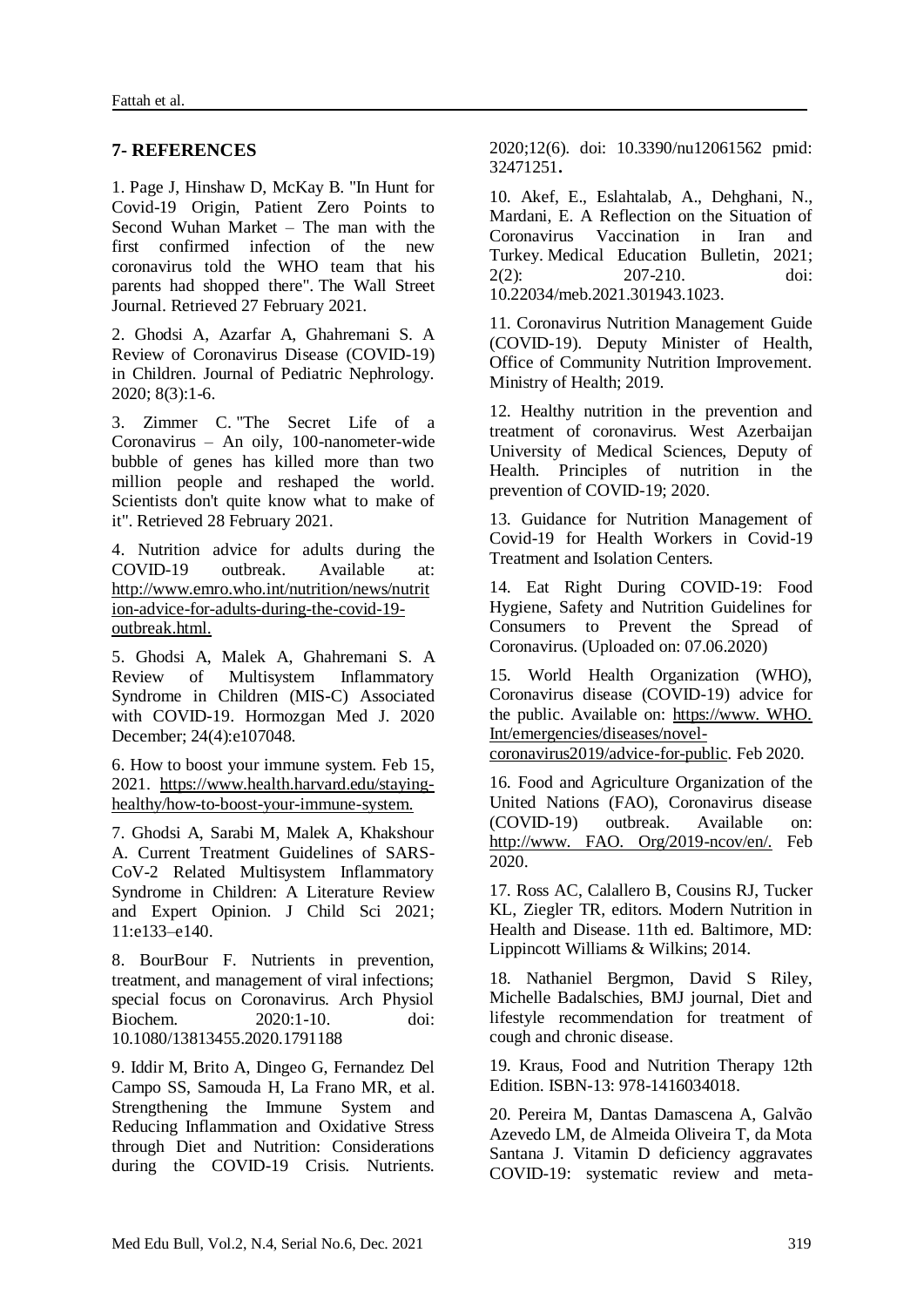## 7- REFERENCES

1. Page J, Hinshaw D, McKay B. "In Hunt for Covid-19 Origin, Patient Zero Points to Second Wuhan Market – The man with the first confirmed infection of the new coronavirus told the WHO team that his parents had shopped there". The Wall Street Journal. Retrieved 27 February 2021.

2. Ghodsi A, Azarfar A, Ghahremani S. A Review of Coronavirus Disease (COVID-19) in Children. Journal of Pediatric Nephrology. 2020; 8(3):1-6.

3. Zimmer C. "The Secret Life of a Coronavirus – An oily, 100-nanometer-wide bubble of genes has killed more than two million people and reshaped the world. Scientists don't quite know what to make of it". Retrieved 28 February 2021.

4. Nutrition advice for adults during the COVID-19 outbreak. Available at: http://www.emro.who.int/nutrition/news/nutrition-advice-for-adults-during-the-covid-19-outbreak.html.

5. Ghodsi A, Malek A, Ghahremani S. A Review of Multisystem Inflammatory Syndrome in Children (MIS-C) Associated with COVID-19. Hormozgan Med J. 2020 December; 24(4):e107048.

6. How to boost your immune system. Feb 15, 2021. https://www.health.harvard.edu/staying-healthy/how-to-boost-your-immune-system.

7. Ghodsi A, Sarabi M, Malek A, Khakshour A. Current Treatment Guidelines of SARS-CoV-2 Related Multisystem Inflammatory Syndrome in Children: A Literature Review and Expert Opinion. J Child Sci 2021; 11:e133–e140.

8. BourBour F. Nutrients in prevention, treatment, and management of viral infections; special focus on Coronavirus. Arch Physiol Biochem. 2020:1-10. doi: 10.1080/13813455.2020.1791188

9. Iddir M, Brito A, Dingeo G, Fernandez Del Campo SS, Samouda H, La Frano MR, et al. Strengthening the Immune System and Reducing Inflammation and Oxidative Stress through Diet and Nutrition: Considerations during the COVID-19 Crisis. Nutrients. 2020;12(6). doi: 10.3390/nu12061562 pmid: 32471251.

10. Akef, E., Eslahtalab, A., Dehghani, N., Mardani, E. A Reflection on the Situation of Coronavirus Vaccination in Iran and Turkey. Medical Education Bulletin, 2021; 2(2): 207-210. doi: 10.22034/meb.2021.301943.1023.

11. Coronavirus Nutrition Management Guide (COVID-19). Deputy Minister of Health, Office of Community Nutrition Improvement. Ministry of Health; 2019.

12. Healthy nutrition in the prevention and treatment of coronavirus. West Azerbaijan University of Medical Sciences, Deputy of Health. Principles of nutrition in the prevention of COVID-19; 2020.

13. Guidance for Nutrition Management of Covid-19 for Health Workers in Covid-19 Treatment and Isolation Centers.

14. Eat Right During COVID-19: Food Hygiene, Safety and Nutrition Guidelines for Consumers to Prevent the Spread of Coronavirus. (Uploaded on: 07.06.2020)

15. World Health Organization (WHO), Coronavirus disease (COVID-19) advice for the public. Available on: https://www. WHO. Int/emergencies/diseases/novel-coronavirus2019/advice-for-public. Feb 2020.

16. Food and Agriculture Organization of the United Nations (FAO), Coronavirus disease (COVID-19) outbreak. Available on: http://www. FAO. Org/2019-ncov/en/. Feb 2020.

17. Ross AC, Calallero B, Cousins RJ, Tucker KL, Ziegler TR, editors. Modern Nutrition in Health and Disease. 11th ed. Baltimore, MD: Lippincott Williams & Wilkins; 2014.

18. Nathaniel Bergmon, David S Riley, Michelle Badalschies, BMJ journal, Diet and lifestyle recommendation for treatment of cough and chronic disease.

19. Kraus, Food and Nutrition Therapy 12th Edition. ISBN-13: 978-1416034018.

20. Pereira M, Dantas Damascena A, Galvão Azevedo LM, de Almeida Oliveira T, da Mota Santana J. Vitamin D deficiency aggravates COVID-19: systematic review and meta-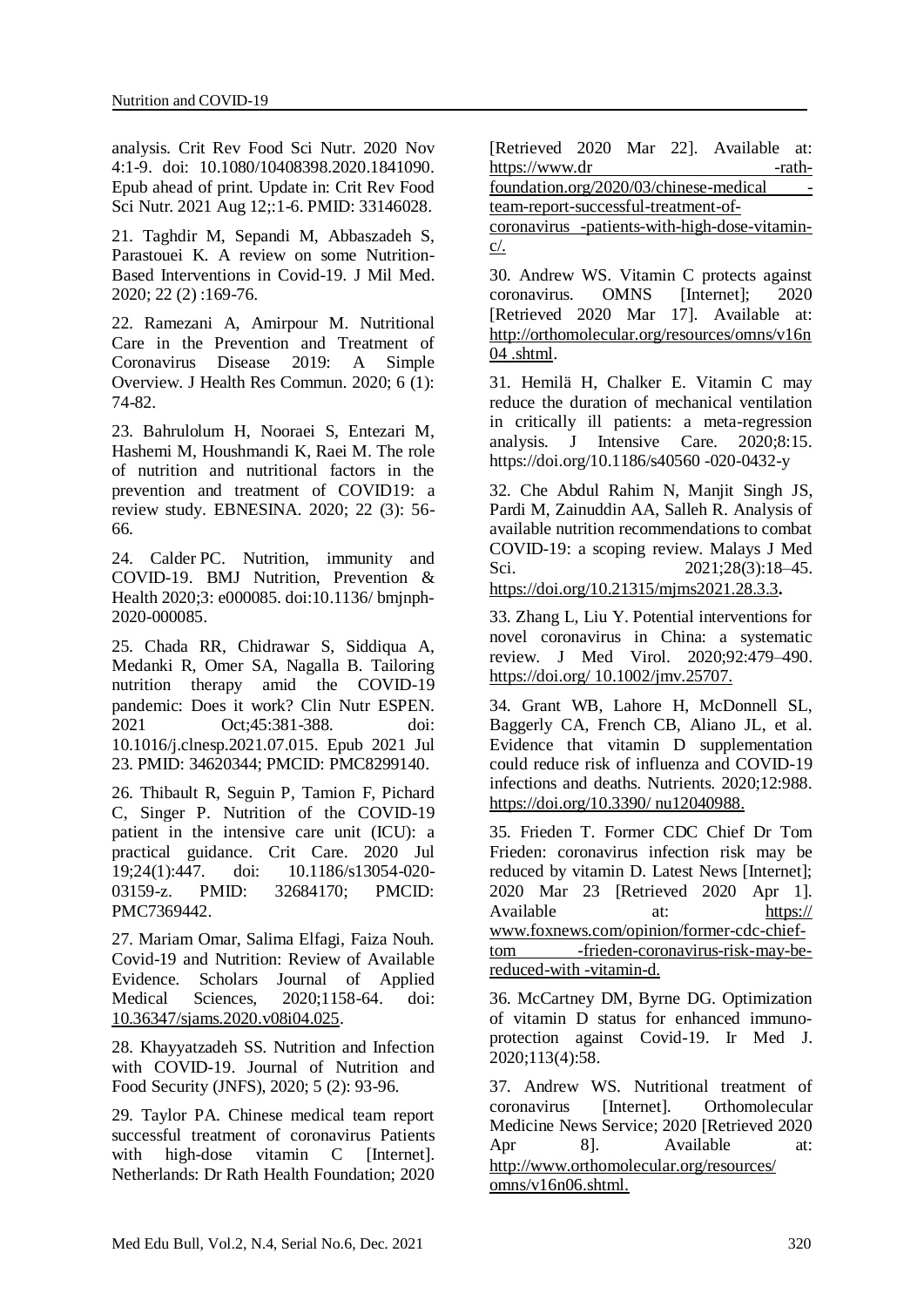analysis. Crit Rev Food Sci Nutr. 2020 Nov 4:1-9. doi: 10.1080/10408398.2020.1841090. Epub ahead of print. Update in: Crit Rev Food Sci Nutr. 2021 Aug 12;:1-6. PMID: 33146028.

21. Taghdir M, Sepandi M, Abbaszadeh S, Parastouei K. A review on some Nutrition-Based Interventions in Covid-19. J Mil Med. 2020; 22 (2) :169-76.

22. Ramezani A, Amirpour M. Nutritional Care in the Prevention and Treatment of Coronavirus Disease 2019: A Simple Overview. J Health Res Commun. 2020; 6 (1): 74-82.

23. Bahrulolum H, Nooraei S, Entezari M, Hashemi M, Houshmandi K, Raei M. The role of nutrition and nutritional factors in the prevention and treatment of COVID19: a review study. EBNESINA. 2020; 22 (3): 56-66.

24. Calder PC. Nutrition, immunity and COVID-19. BMJ Nutrition, Prevention & Health 2020;3: e000085. doi:10.1136/ bmjnph-2020-000085.

25. Chada RR, Chidrawar S, Siddiqua A, Medanki R, Omer SA, Nagalla B. Tailoring nutrition therapy amid the COVID-19 pandemic: Does it work? Clin Nutr ESPEN. 2021 Oct;45:381-388. doi: 10.1016/j.clnesp.2021.07.015. Epub 2021 Jul 23. PMID: 34620344; PMCID: PMC8299140.

26. Thibault R, Seguin P, Tamion F, Pichard C, Singer P. Nutrition of the COVID-19 patient in the intensive care unit (ICU): a practical guidance. Crit Care. 2020 Jul 19;24(1):447. doi: 10.1186/s13054-020-03159-z. PMID: 32684170; PMCID: PMC7369442.

27. Mariam Omar, Salima Elfagi, Faiza Nouh. Covid-19 and Nutrition: Review of Available Evidence. Scholars Journal of Applied Medical Sciences, 2020;1158-64. doi: 10.36347/sjams.2020.v08i04.025.

28. Khayyatzadeh SS. Nutrition and Infection with COVID-19. Journal of Nutrition and Food Security (JNFS), 2020; 5 (2): 93-96.

29. Taylor PA. Chinese medical team report successful treatment of coronavirus Patients with high-dose vitamin C [Internet]. Netherlands: Dr Rath Health Foundation; 2020 [Retrieved 2020 Mar 22]. Available at: https://www.dr -rath-foundation.org/2020/03/chinese-medical -team-report-successful-treatment-of-coronavirus -patients-with-high-dose-vitamin-c/.

30. Andrew WS. Vitamin C protects against coronavirus. OMNS [Internet]; 2020 [Retrieved 2020 Mar 17]. Available at: http://orthomolecular.org/resources/omns/v16n04 .shtml.

31. Hemilä H, Chalker E. Vitamin C may reduce the duration of mechanical ventilation in critically ill patients: a meta-regression analysis. J Intensive Care. 2020;8:15. https://doi.org/10.1186/s40560 -020-0432-y

32. Che Abdul Rahim N, Manjit Singh JS, Pardi M, Zainuddin AA, Salleh R. Analysis of available nutrition recommendations to combat COVID-19: a scoping review. Malays J Med Sci. 2021;28(3):18–45. https://doi.org/10.21315/mjms2021.28.3.3**.**

33. Zhang L, Liu Y. Potential interventions for novel coronavirus in China: a systematic review. J Med Virol. 2020;92:479–490. https://doi.org/ 10.1002/jmv.25707.

34. Grant WB, Lahore H, McDonnell SL, Baggerly CA, French CB, Aliano JL, et al. Evidence that vitamin D supplementation could reduce risk of influenza and COVID-19 infections and deaths. Nutrients. 2020;12:988. https://doi.org/10.3390/ nu12040988.

35. Frieden T. Former CDC Chief Dr Tom Frieden: coronavirus infection risk may be reduced by vitamin D. Latest News [Internet]; 2020 Mar 23 [Retrieved 2020 Apr 1]. Available at: https:// www.foxnews.com/opinion/former-cdc-chief-tom -frieden-coronavirus-risk-may-be-reduced-with -vitamin-d.

36. McCartney DM, Byrne DG. Optimization of vitamin D status for enhanced immuno-protection against Covid-19. Ir Med J. 2020;113(4):58.

37. Andrew WS. Nutritional treatment of coronavirus [Internet]. Orthomolecular Medicine News Service; 2020 [Retrieved 2020 Apr 8]. Available at: http://www.orthomolecular.org/resources/ omns/v16n06.shtml.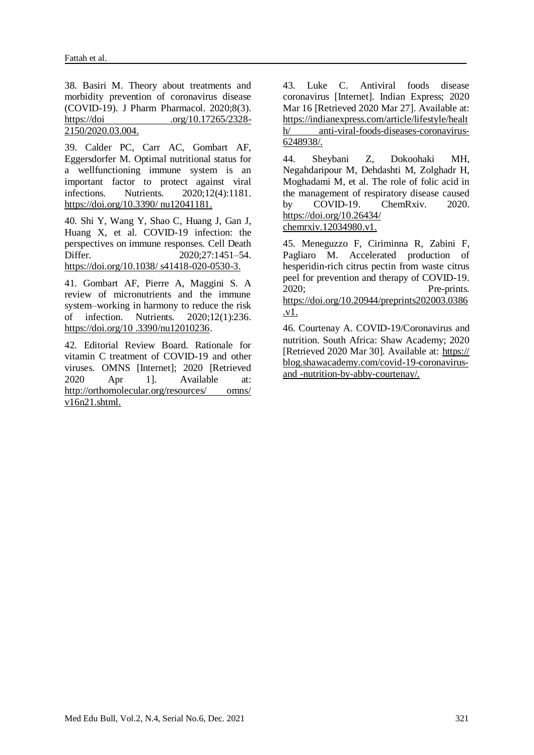38. Basiri M. Theory about treatments and morbidity prevention of coronavirus disease (COVID-19). J Pharm Pharmacol. 2020;8(3). https://doi .org/10.17265/2328-2150/2020.03.004.

39. Calder PC, Carr AC, Gombart AF, Eggersdorfer M. Optimal nutritional status for a wellfunctioning immune system is an important factor to protect against viral infections. Nutrients. 2020;12(4):1181. https://doi.org/10.3390/ nu12041181.

40. Shi Y, Wang Y, Shao C, Huang J, Gan J, Huang X, et al. COVID-19 infection: the perspectives on immune responses. Cell Death Differ. 2020;27:1451–54. https://doi.org/10.1038/ s41418-020-0530-3.

41. Gombart AF, Pierre A, Maggini S. A review of micronutrients and the immune system–working in harmony to reduce the risk of infection. Nutrients. 2020;12(1):236. https://doi.org/10 .3390/nu12010236.

42. Editorial Review Board. Rationale for vitamin C treatment of COVID-19 and other viruses. OMNS [Internet]; 2020 [Retrieved 2020 Apr 1]. Available at: http://orthomolecular.org/resources/ omns/ v16n21.shtml.

43. Luke C. Antiviral foods disease coronavirus [Internet]. Indian Express; 2020 Mar 16 [Retrieved 2020 Mar 27]. Available at: https://indianexpress.com/article/lifestyle/health/ anti-viral-foods-diseases-coronavirus-6248938/.

44. Sheybani Z, Dokoohaki MH, Negahdaripour M, Dehdashti M, Zolghadr H, Moghadami M, et al. The role of folic acid in the management of respiratory disease caused by COVID-19. ChemRxiv. 2020. https://doi.org/10.26434/ chemrxiv.12034980.v1.

45. Meneguzzo F, Ciriminna R, Zabini F, Pagliaro M. Accelerated production of hesperidin-rich citrus pectin from waste citrus peel for prevention and therapy of COVID-19. 2020; Pre-prints. https://doi.org/10.20944/preprints202003.0386.v1.

46. Courtenay A. COVID-19/Coronavirus and nutrition. South Africa: Shaw Academy; 2020 [Retrieved 2020 Mar 30]. Available at: https:// blog.shawacademy.com/covid-19-coronavirus-and -nutrition-by-abby-courtenay/.